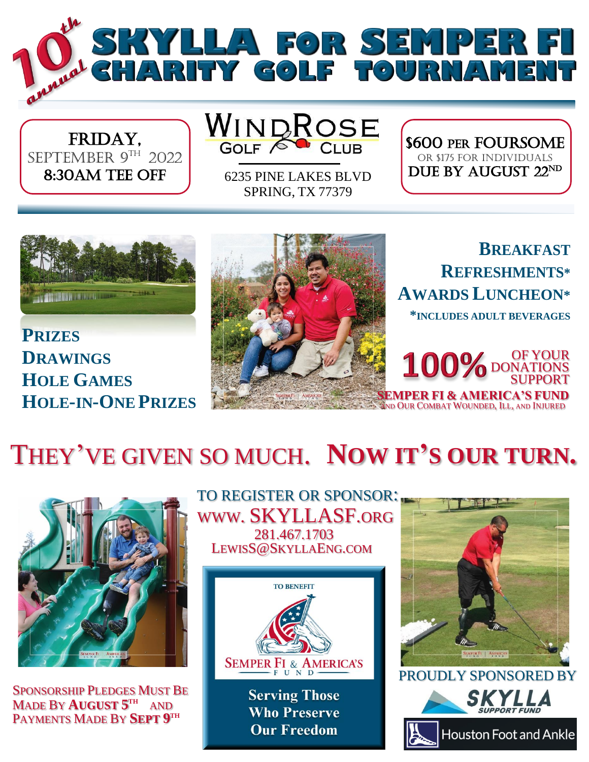# 10th annual SKYLLA FOR SEMPER FI CHARITY GOLF TOURNAMENT

**FRIDAY,**
SEPTEMBER 9TH 2022
**8:30AM TEE OFF**

**WINDROSE GOLF CLUB**
6235 PINE LAKES BLVD
SPRING, TX 77379

**$600 PER FOURSOME**
OR $175 FOR INDIVIDUALS
**DUE BY AUGUST 22ND**

**PRIZES**
**DRAWINGS**
**HOLE GAMES**
**HOLE-IN-ONE PRIZES**

**BREAKFAST**
**REFRESHMENTS***
**AWARDS LUNCHEON***
***INCLUDES ADULT BEVERAGES**

**100%** OF YOUR DONATIONS SUPPORT
**SEMPER FI & AMERICA'S FUND**
AND OUR COMBAT WOUNDED, ILL, AND INJURED

## THEY'VE GIVEN SO MUCH. **NOW IT'S OUR TURN.**

TO REGISTER OR SPONSOR:
WWW. SKYLLASF.ORG
281.467.1703
LEWISS@SKYLLAENG.COM

TO BENEFIT
SEMPER FI & AMERICA'S FUND

**Serving Those Who Preserve Our Freedom**

SPONSORSHIP PLEDGES MUST BE MADE BY **AUGUST 5TH** AND PAYMENTS MADE BY **SEPT 9TH**

PROUDLY SPONSORED BY
SKYLLA SUPPORT FUND
Houston Foot and Ankle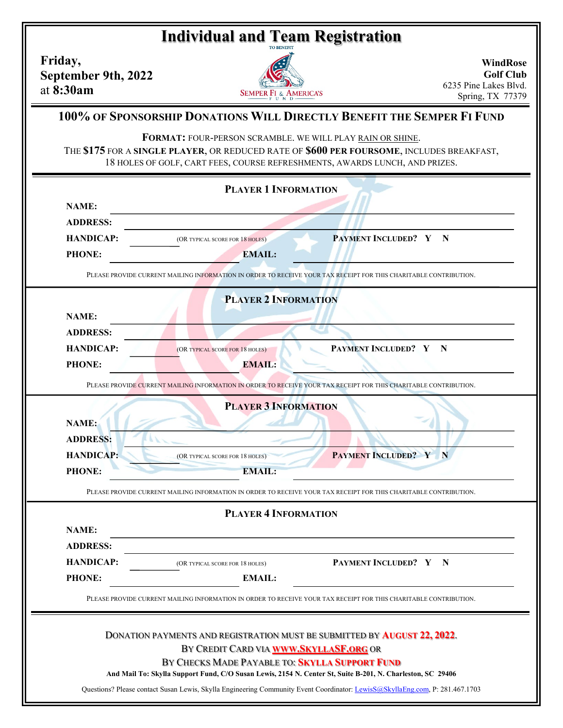# Individual and Team Registration

**Friday,**
**September 9th, 2022**
at **8:30am**

TO BENEFIT
SEMPER FI & AMERICA'S FUND

**WindRose Golf Club**
6235 Pine Lakes Blvd.
Spring, TX 77379

## 100% of Sponsorship Donations Will Directly Benefit the Semper Fi Fund

**FORMAT:** FOUR-PERSON SCRAMBLE. WE WILL PLAY RAIN OR SHINE.

THE **$175** FOR A **SINGLE PLAYER**, OR REDUCED RATE OF **$600 PER FOURSOME**, INCLUDES BREAKFAST, 18 HOLES OF GOLF, CART FEES, COURSE REFRESHMENTS, AWARDS LUNCH, AND PRIZES.

### Player 1 Information

**NAME:** ______________________________

**ADDRESS:** ______________________________

**HANDICAP:** ________ (OR TYPICAL SCORE FOR 18 HOLES) **PAYMENT INCLUDED? Y N**

**PHONE:** ________________ **EMAIL:** ________________

PLEASE PROVIDE CURRENT MAILING INFORMATION IN ORDER TO RECEIVE YOUR TAX RECEIPT FOR THIS CHARITABLE CONTRIBUTION.

### Player 2 Information

**NAME:** ______________________________

**ADDRESS:** ______________________________

**HANDICAP:** ________ (OR TYPICAL SCORE FOR 18 HOLES) **PAYMENT INCLUDED? Y N**

**PHONE:** ________________ **EMAIL:** ________________

PLEASE PROVIDE CURRENT MAILING INFORMATION IN ORDER TO RECEIVE YOUR TAX RECEIPT FOR THIS CHARITABLE CONTRIBUTION.

### Player 3 Information

**NAME:** ______________________________

**ADDRESS:** ______________________________

**HANDICAP:** ________ (OR TYPICAL SCORE FOR 18 HOLES) **PAYMENT INCLUDED? Y N**

**PHONE:** ________________ **EMAIL:** ________________

PLEASE PROVIDE CURRENT MAILING INFORMATION IN ORDER TO RECEIVE YOUR TAX RECEIPT FOR THIS CHARITABLE CONTRIBUTION.

### Player 4 Information

**NAME:** ______________________________

**ADDRESS:** ______________________________

**HANDICAP:** ________ (OR TYPICAL SCORE FOR 18 HOLES) **PAYMENT INCLUDED? Y N**

**PHONE:** ________________ **EMAIL:** ________________

PLEASE PROVIDE CURRENT MAILING INFORMATION IN ORDER TO RECEIVE YOUR TAX RECEIPT FOR THIS CHARITABLE CONTRIBUTION.

DONATION PAYMENTS AND REGISTRATION MUST BE SUBMITTED BY **AUGUST 22, 2022**.

BY CREDIT CARD VIA **WWW.SKYLLASF.ORG** OR

BY CHECKS MADE PAYABLE TO: **SKYLLA SUPPORT FUND**

**And Mail To: Skylla Support Fund, C/O Susan Lewis, 2154 N. Center St, Suite B-201, N. Charleston, SC 29406**

Questions? Please contact Susan Lewis, Skylla Engineering Community Event Coordinator: LewisS@SkyllaEng.com, P: 281.467.1703